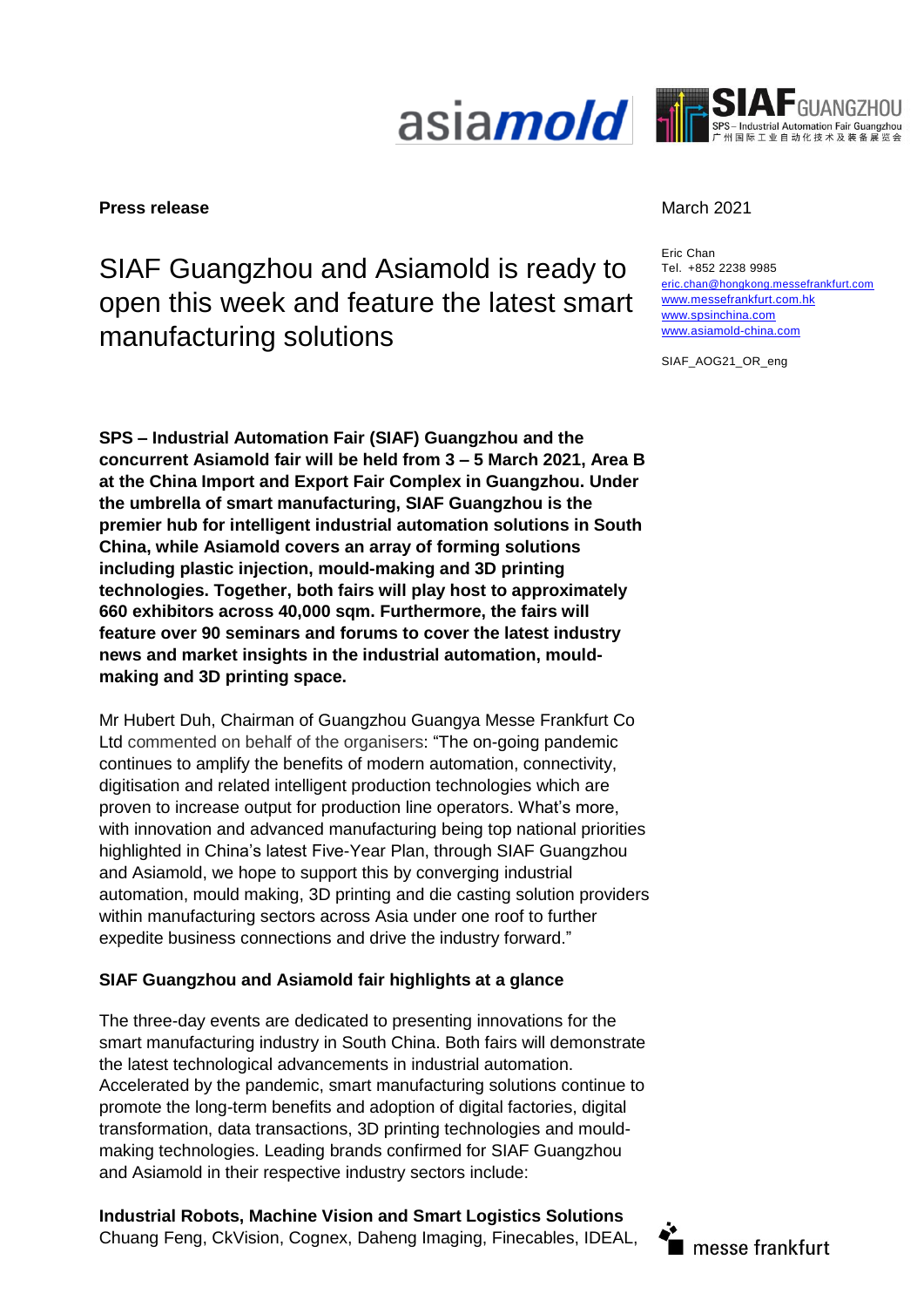**Press release**

March 2021

Eric Chan
Tel. +852 2238 9985
eric.chan@hongkong.messefrankfurt.com
www.messefrankfurt.com.hk
www.spsinchina.com
www.asiamold-china.com

SIAF_AOG21_OR_eng

# SIAF Guangzhou and Asiamold is ready to open this week and feature the latest smart manufacturing solutions

**SPS – Industrial Automation Fair (SIAF) Guangzhou and the concurrent Asiamold fair will be held from 3 – 5 March 2021, Area B at the China Import and Export Fair Complex in Guangzhou. Under the umbrella of smart manufacturing, SIAF Guangzhou is the premier hub for intelligent industrial automation solutions in South China, while Asiamold covers an array of forming solutions including plastic injection, mould-making and 3D printing technologies. Together, both fairs will play host to approximately 660 exhibitors across 40,000 sqm. Furthermore, the fairs will feature over 90 seminars and forums to cover the latest industry news and market insights in the industrial automation, mould-making and 3D printing space.**

Mr Hubert Duh, Chairman of Guangzhou Guangya Messe Frankfurt Co Ltd commented on behalf of the organisers: "The on-going pandemic continues to amplify the benefits of modern automation, connectivity, digitisation and related intelligent production technologies which are proven to increase output for production line operators. What's more, with innovation and advanced manufacturing being top national priorities highlighted in China's latest Five-Year Plan, through SIAF Guangzhou and Asiamold, we hope to support this by converging industrial automation, mould making, 3D printing and die casting solution providers within manufacturing sectors across Asia under one roof to further expedite business connections and drive the industry forward."

**SIAF Guangzhou and Asiamold fair highlights at a glance**

The three-day events are dedicated to presenting innovations for the smart manufacturing industry in South China. Both fairs will demonstrate the latest technological advancements in industrial automation. Accelerated by the pandemic, smart manufacturing solutions continue to promote the long-term benefits and adoption of digital factories, digital transformation, data transactions, 3D printing technologies and mould-making technologies. Leading brands confirmed for SIAF Guangzhou and Asiamold in their respective industry sectors include:

**Industrial Robots, Machine Vision and Smart Logistics Solutions**
Chuang Feng, CkVision, Cognex, Daheng Imaging, Finecables, IDEAL,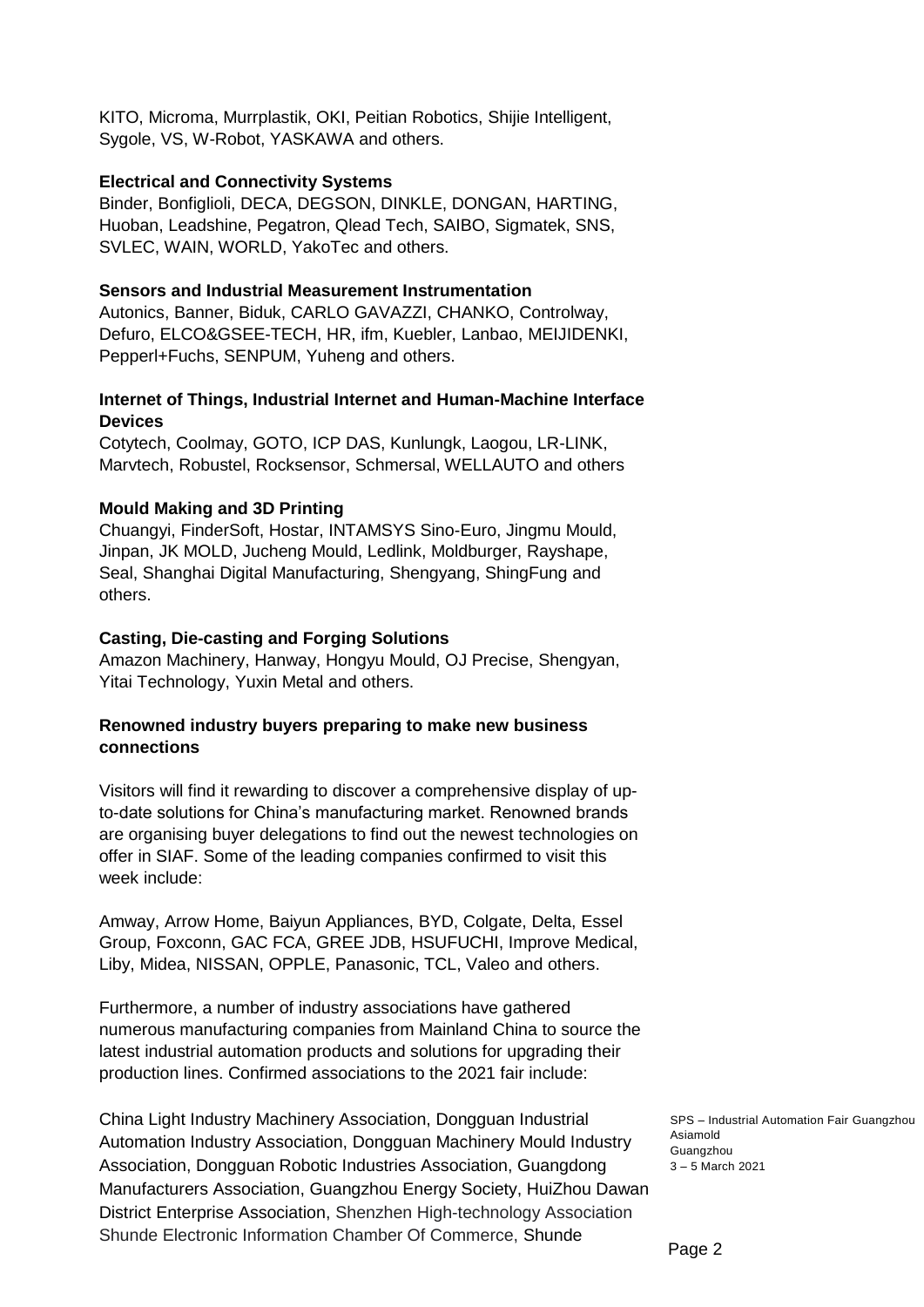KITO, Microma, Murrplastik, OKI, Peitian Robotics, Shijie Intelligent, Sygole, VS, W-Robot, YASKAWA and others.

**Electrical and Connectivity Systems**
Binder, Bonfiglioli, DECA, DEGSON, DINKLE, DONGAN, HARTING, Huoban, Leadshine, Pegatron, Qlead Tech, SAIBO, Sigmatek, SNS, SVLEC, WAIN, WORLD, YakoTec and others.

**Sensors and Industrial Measurement Instrumentation**
Autonics, Banner, Biduk, CARLO GAVAZZI, CHANKO, Controlway, Defuro, ELCO&GSEE-TECH, HR, ifm, Kuebler, Lanbao, MEIJIDENKI, Pepperl+Fuchs, SENPUM, Yuheng and others.

**Internet of Things, Industrial Internet and Human-Machine Interface Devices**
Cotytech, Coolmay, GOTO, ICP DAS, Kunlungk, Laogou, LR-LINK, Marvtech, Robustel, Rocksensor, Schmersal, WELLAUTO and others

**Mould Making and 3D Printing**
Chuangyi, FinderSoft, Hostar, INTAMSYS Sino-Euro, Jingmu Mould, Jinpan, JK MOLD, Jucheng Mould, Ledlink, Moldburger, Rayshape, Seal, Shanghai Digital Manufacturing, Shengyang, ShingFung and others.

**Casting, Die-casting and Forging Solutions**
Amazon Machinery, Hanway, Hongyu Mould, OJ Precise, Shengyan, Yitai Technology, Yuxin Metal and others.

**Renowned industry buyers preparing to make new business connections**

Visitors will find it rewarding to discover a comprehensive display of up-to-date solutions for China's manufacturing market. Renowned brands are organising buyer delegations to find out the newest technologies on offer in SIAF. Some of the leading companies confirmed to visit this week include:

Amway, Arrow Home, Baiyun Appliances, BYD, Colgate, Delta, Essel Group, Foxconn, GAC FCA, GREE JDB, HSUFUCHI, Improve Medical, Liby, Midea, NISSAN, OPPLE, Panasonic, TCL, Valeo and others.

Furthermore, a number of industry associations have gathered numerous manufacturing companies from Mainland China to source the latest industrial automation products and solutions for upgrading their production lines. Confirmed associations to the 2021 fair include:

China Light Industry Machinery Association, Dongguan Industrial Automation Industry Association, Dongguan Machinery Mould Industry Association, Dongguan Robotic Industries Association, Guangdong Manufacturers Association, Guangzhou Energy Society, HuiZhou Dawan District Enterprise Association, Shenzhen High-technology Association Shunde Electronic Information Chamber Of Commerce, Shunde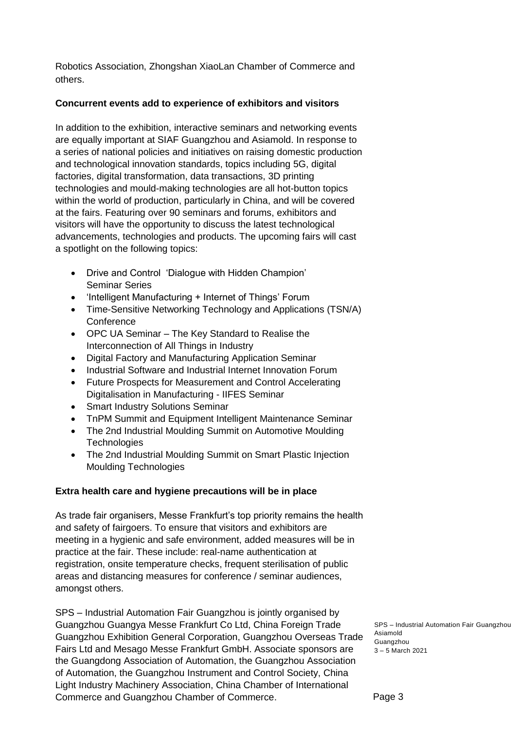Robotics Association, Zhongshan XiaoLan Chamber of Commerce and others.

**Concurrent events add to experience of exhibitors and visitors**

In addition to the exhibition, interactive seminars and networking events are equally important at SIAF Guangzhou and Asiamold. In response to a series of national policies and initiatives on raising domestic production and technological innovation standards, topics including 5G, digital factories, digital transformation, data transactions, 3D printing technologies and mould-making technologies are all hot-button topics within the world of production, particularly in China, and will be covered at the fairs. Featuring over 90 seminars and forums, exhibitors and visitors will have the opportunity to discuss the latest technological advancements, technologies and products. The upcoming fairs will cast a spotlight on the following topics:

- Drive and Control 'Dialogue with Hidden Champion' Seminar Series
- 'Intelligent Manufacturing + Internet of Things' Forum
- Time-Sensitive Networking Technology and Applications (TSN/A) Conference
- OPC UA Seminar – The Key Standard to Realise the Interconnection of All Things in Industry
- Digital Factory and Manufacturing Application Seminar
- Industrial Software and Industrial Internet Innovation Forum
- Future Prospects for Measurement and Control Accelerating Digitalisation in Manufacturing - IIFES Seminar
- Smart Industry Solutions Seminar
- TnPM Summit and Equipment Intelligent Maintenance Seminar
- The 2nd Industrial Moulding Summit on Automotive Moulding Technologies
- The 2nd Industrial Moulding Summit on Smart Plastic Injection Moulding Technologies

**Extra health care and hygiene precautions will be in place**

As trade fair organisers, Messe Frankfurt's top priority remains the health and safety of fairgoers. To ensure that visitors and exhibitors are meeting in a hygienic and safe environment, added measures will be in practice at the fair. These include: real-name authentication at registration, onsite temperature checks, frequent sterilisation of public areas and distancing measures for conference / seminar audiences, amongst others.

SPS – Industrial Automation Fair Guangzhou is jointly organised by Guangzhou Guangya Messe Frankfurt Co Ltd, China Foreign Trade Guangzhou Exhibition General Corporation, Guangzhou Overseas Trade Fairs Ltd and Mesago Messe Frankfurt GmbH. Associate sponsors are the Guangdong Association of Automation, the Guangzhou Association of Automation, the Guangzhou Instrument and Control Society, China Light Industry Machinery Association, China Chamber of International Commerce and Guangzhou Chamber of Commerce.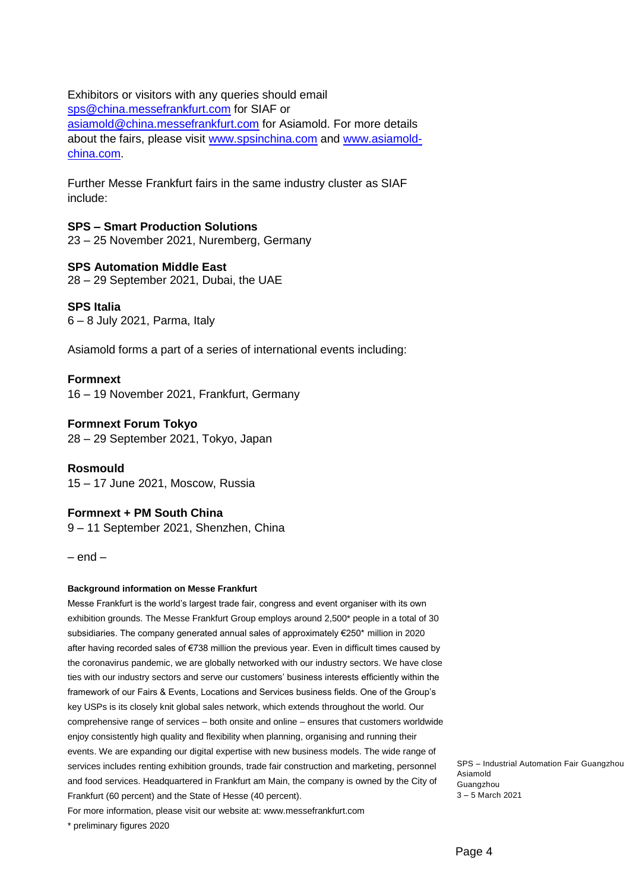Exhibitors or visitors with any queries should email sps@china.messefrankfurt.com for SIAF or asiamold@china.messefrankfurt.com for Asiamold. For more details about the fairs, please visit www.spsinchina.com and www.asiamold-china.com.

Further Messe Frankfurt fairs in the same industry cluster as SIAF include:

**SPS – Smart Production Solutions**
23 – 25 November 2021, Nuremberg, Germany

**SPS Automation Middle East**
28 – 29 September 2021, Dubai, the UAE

**SPS Italia**
6 – 8 July 2021, Parma, Italy

Asiamold forms a part of a series of international events including:

**Formnext**
16 – 19 November 2021, Frankfurt, Germany

**Formnext Forum Tokyo**
28 – 29 September 2021, Tokyo, Japan

**Rosmould**
15 – 17 June 2021, Moscow, Russia

**Formnext + PM South China**
9 – 11 September 2021, Shenzhen, China

– end –

**Background information on Messe Frankfurt**

Messe Frankfurt is the world's largest trade fair, congress and event organiser with its own exhibition grounds. The Messe Frankfurt Group employs around 2,500* people in a total of 30 subsidiaries. The company generated annual sales of approximately €250* million in 2020 after having recorded sales of €738 million the previous year. Even in difficult times caused by the coronavirus pandemic, we are globally networked with our industry sectors. We have close ties with our industry sectors and serve our customers' business interests efficiently within the framework of our Fairs & Events, Locations and Services business fields. One of the Group's key USPs is its closely knit global sales network, which extends throughout the world. Our comprehensive range of services – both onsite and online – ensures that customers worldwide enjoy consistently high quality and flexibility when planning, organising and running their events. We are expanding our digital expertise with new business models. The wide range of services includes renting exhibition grounds, trade fair construction and marketing, personnel and food services. Headquartered in Frankfurt am Main, the company is owned by the City of Frankfurt (60 percent) and the State of Hesse (40 percent).

For more information, please visit our website at: www.messefrankfurt.com

\* preliminary figures 2020

SPS – Industrial Automation Fair Guangzhou
Asiamold
Guangzhou
3 – 5 March 2021